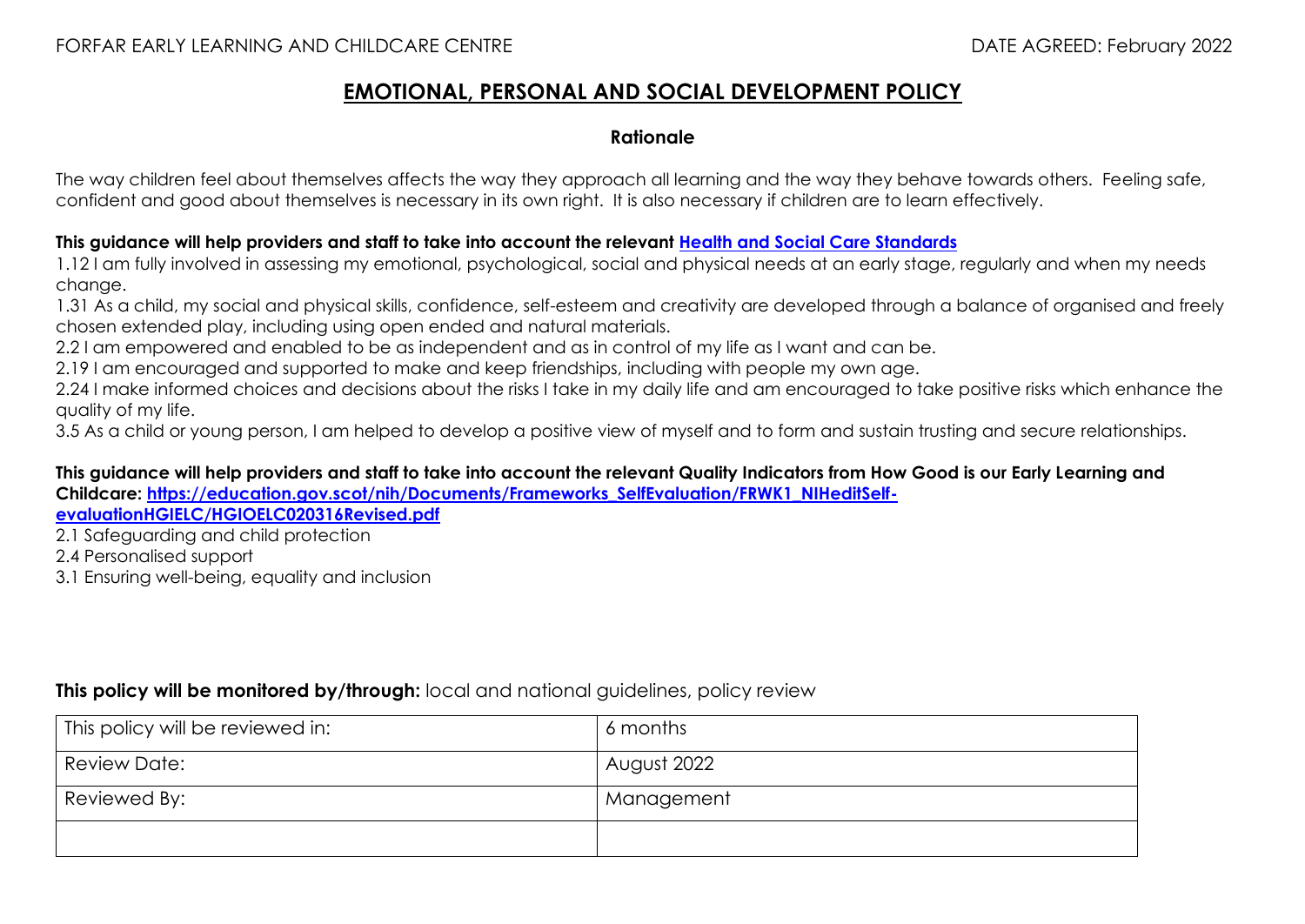FORFAR EARLY LEARNING AND CHILDCARE CENTRE DATE AGREED: February 2022

# EMOTIONAL, PERSONAL AND SOCIAL DEVELOPMENT POLICY

## Rationale

The way children feel about themselves affects the way they approach all learning and the way they behave towards others. Feeling safe, confident and good about themselves is necessary in its own right. It is also necessary if children are to learn effectively.

**This guidance will help providers and staff to take into account the relevant Health and Social Care Standards**

1.12 I am fully involved in assessing my emotional, psychological, social and physical needs at an early stage, regularly and when my needs change.

1.31 As a child, my social and physical skills, confidence, self-esteem and creativity are developed through a balance of organised and freely chosen extended play, including using open ended and natural materials.

2.2 I am empowered and enabled to be as independent and as in control of my life as I want and can be.

2.19 I am encouraged and supported to make and keep friendships, including with people my own age.

2.24 I make informed choices and decisions about the risks I take in my daily life and am encouraged to take positive risks which enhance the quality of my life.

3.5 As a child or young person, I am helped to develop a positive view of myself and to form and sustain trusting and secure relationships.

**This guidance will help providers and staff to take into account the relevant Quality Indicators from How Good is our Early Learning and Childcare: https://education.gov.scot/nih/Documents/Frameworks_SelfEvaluation/FRWK1_NIHeditSelf-evaluationHGIELC/HGIOELC020316Revised.pdf**

2.1 Safeguarding and child protection

2.4 Personalised support

3.1 Ensuring well-being, equality and inclusion

**This policy will be monitored by/through:** local and national guidelines, policy review

| | |
|---|---|
| This policy will be reviewed in: | 6 months |
| Review Date: | August 2022 |
| Reviewed By: | Management |
| | |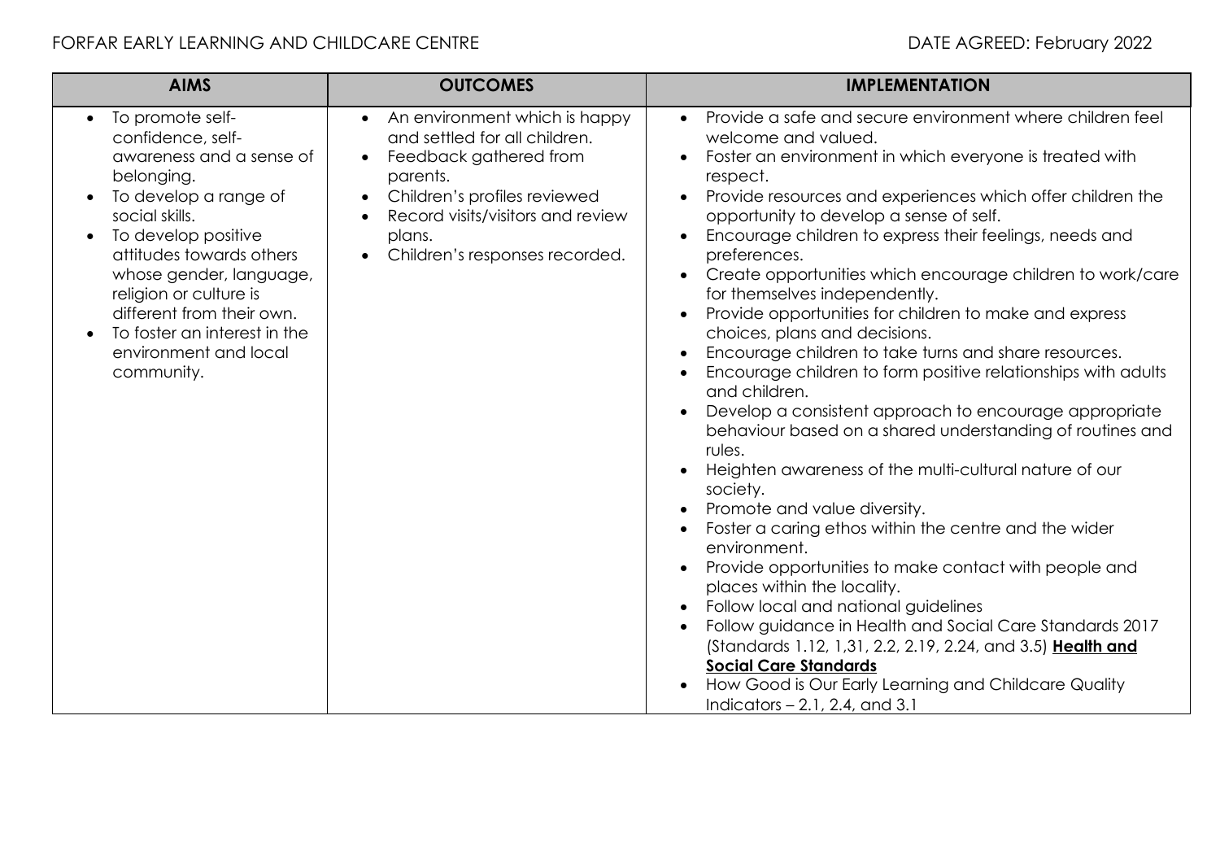FORFAR EARLY LEARNING AND CHILDCARE CENTRE DATE AGREED: February 2022

| AIMS | OUTCOMES | IMPLEMENTATION |
| --- | --- | --- |
| • To promote self-confidence, self-awareness and a sense of belonging.<br>• To develop a range of social skills.<br>• To develop positive attitudes towards others whose gender, language, religion or culture is different from their own.<br>• To foster an interest in the environment and local community. | • An environment which is happy and settled for all children.<br>• Feedback gathered from parents.<br>• Children's profiles reviewed<br>• Record visits/visitors and review plans.<br>• Children's responses recorded. | • Provide a safe and secure environment where children feel welcome and valued.<br>• Foster an environment in which everyone is treated with respect.<br>• Provide resources and experiences which offer children the opportunity to develop a sense of self.<br>• Encourage children to express their feelings, needs and preferences.<br>• Create opportunities which encourage children to work/care for themselves independently.<br>• Provide opportunities for children to make and express choices, plans and decisions.<br>• Encourage children to take turns and share resources.<br>• Encourage children to form positive relationships with adults and children.<br>• Develop a consistent approach to encourage appropriate behaviour based on a shared understanding of routines and rules.<br>• Heighten awareness of the multi-cultural nature of our society.<br>• Promote and value diversity.<br>• Foster a caring ethos within the centre and the wider environment.<br>• Provide opportunities to make contact with people and places within the locality.<br>• Follow local and national guidelines<br>• Follow guidance in Health and Social Care Standards 2017 (Standards 1.12, 1,31, 2.2, 2.19, 2.24, and 3.5) **Health and Social Care Standards**<br>• How Good is Our Early Learning and Childcare Quality Indicators – 2.1, 2.4, and 3.1 |